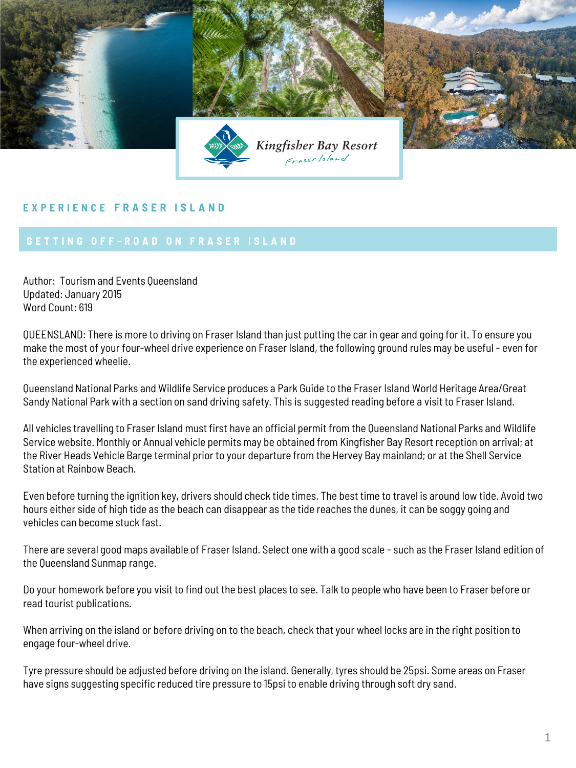Kingfisher Bay Resort
Fraser Island

## EXPERIENCE FRASER ISLAND

### GETTING OFF-ROAD ON FRASER ISLAND

Author: Tourism and Events Queensland
Updated: January 2015
Word Count: 619

QUEENSLAND: There is more to driving on Fraser Island than just putting the car in gear and going for it. To ensure you make the most of your four-wheel drive experience on Fraser Island, the following ground rules may be useful - even for the experienced wheelie.

Queensland National Parks and Wildlife Service produces a Park Guide to the Fraser Island World Heritage Area/Great Sandy National Park with a section on sand driving safety. This is suggested reading before a visit to Fraser Island.

All vehicles travelling to Fraser Island must first have an official permit from the Queensland National Parks and Wildlife Service website. Monthly or Annual vehicle permits may be obtained from Kingfisher Bay Resort reception on arrival; at the River Heads Vehicle Barge terminal prior to your departure from the Hervey Bay mainland; or at the Shell Service Station at Rainbow Beach.

Even before turning the ignition key, drivers should check tide times. The best time to travel is around low tide. Avoid two hours either side of high tide as the beach can disappear as the tide reaches the dunes, it can be soggy going and vehicles can become stuck fast.

There are several good maps available of Fraser Island. Select one with a good scale - such as the Fraser Island edition of the Queensland Sunmap range.

Do your homework before you visit to find out the best places to see. Talk to people who have been to Fraser before or read tourist publications.

When arriving on the island or before driving on to the beach, check that your wheel locks are in the right position to engage four-wheel drive.

Tyre pressure should be adjusted before driving on the island. Generally, tyres should be 25psi. Some areas on Fraser have signs suggesting specific reduced tire pressure to 15psi to enable driving through soft dry sand.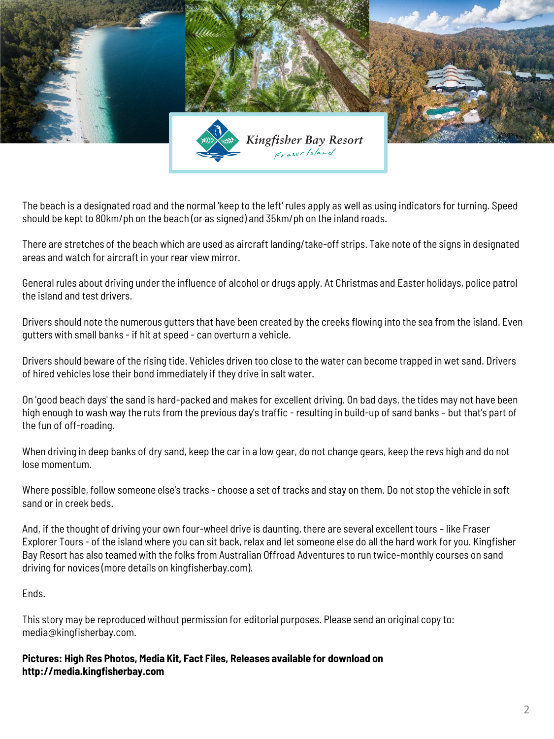The beach is a designated road and the normal 'keep to the left' rules apply as well as using indicators for turning. Speed should be kept to 80km/ph on the beach (or as signed) and 35km/ph on the inland roads.

There are stretches of the beach which are used as aircraft landing/take-off strips. Take note of the signs in designated areas and watch for aircraft in your rear view mirror.

General rules about driving under the influence of alcohol or drugs apply. At Christmas and Easter holidays, police patrol the island and test drivers.

Drivers should note the numerous gutters that have been created by the creeks flowing into the sea from the island. Even gutters with small banks - if hit at speed - can overturn a vehicle.

Drivers should beware of the rising tide. Vehicles driven too close to the water can become trapped in wet sand. Drivers of hired vehicles lose their bond immediately if they drive in salt water.

On 'good beach days' the sand is hard-packed and makes for excellent driving. On bad days, the tides may not have been high enough to wash way the ruts from the previous day's traffic - resulting in build-up of sand banks – but that's part of the fun of off-roading.

When driving in deep banks of dry sand, keep the car in a low gear, do not change gears, keep the revs high and do not lose momentum.

Where possible, follow someone else's tracks - choose a set of tracks and stay on them. Do not stop the vehicle in soft sand or in creek beds.

And, if the thought of driving your own four-wheel drive is daunting, there are several excellent tours – like Fraser Explorer Tours - of the island where you can sit back, relax and let someone else do all the hard work for you. Kingfisher Bay Resort has also teamed with the folks from Australian Offroad Adventures to run twice-monthly courses on sand driving for novices (more details on kingfisherbay.com).

Ends.

This story may be reproduced without permission for editorial purposes. Please send an original copy to: media@kingfisherbay.com.

**Pictures: High Res Photos, Media Kit, Fact Files, Releases available for download on http://media.kingfisherbay.com**